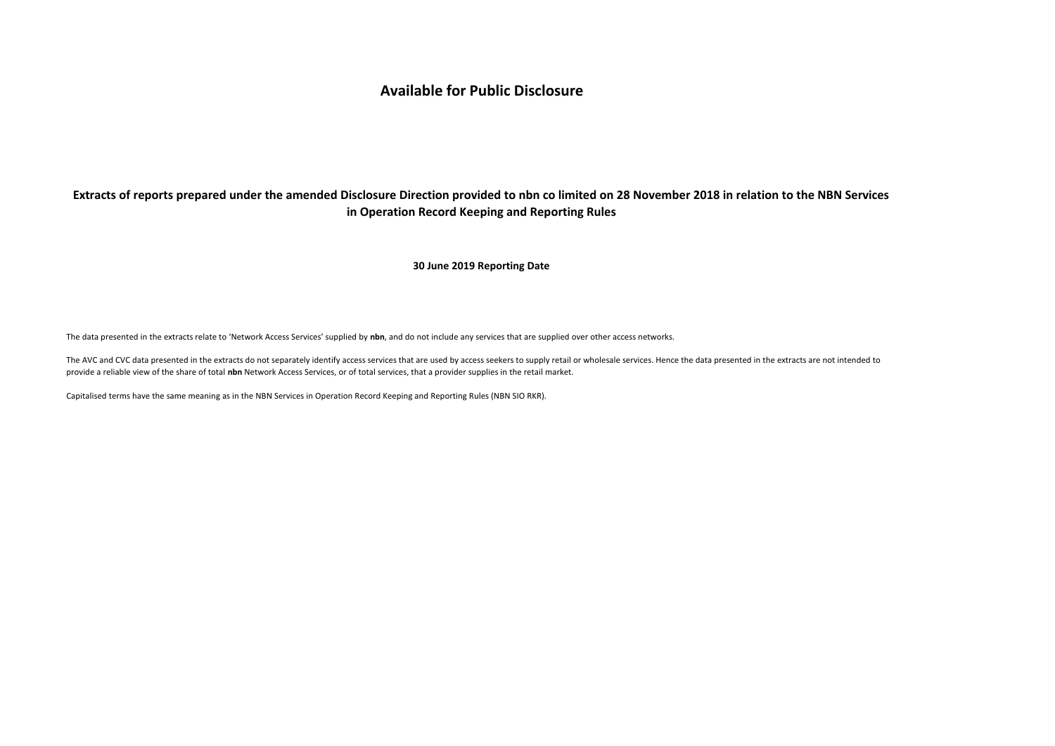# Available for Public Disclosure

## Extracts of reports prepared under the amended Disclosure Direction provided to nbn co limited on 28 November 2018 in relation to the NBN Services in Operation Record Keeping and Reporting Rules

### 30 June 2019 Reporting Date

The data presented in the extracts relate to 'Network Access Services' supplied by **nbn**, and do not include any services that are supplied over other access networks.

The AVC and CVC data presented in the extracts do not separately identify access services that are used by access seekers to supply retail or wholesale services. Hence the data presented in the extracts are not intended to provide a reliable view of the share of total **nbn** Network Access Services, or of total services, that a provider supplies in the retail market.

Capitalised terms have the same meaning as in the NBN Services in Operation Record Keeping and Reporting Rules (NBN SIO RKR).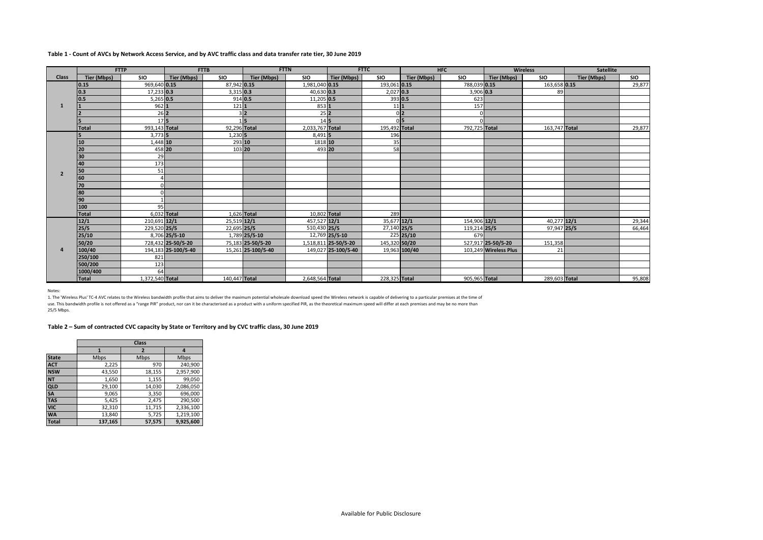**Table 1 - Count of AVCs by Network Access Service, and by AVC traffic class and data transfer rate tier, 30 June 2019**

| | FTTP | | FTTB | | FTTN | | FTTC | | HFC | | Wireless | | Satellite | |
|---|---|---|---|---|---|---|---|---|---|---|---|---|---|---|
| **Class** | **Tier (Mbps)** | **SIO** | **Tier (Mbps)** | **SIO** | **Tier (Mbps)** | **SIO** | **Tier (Mbps)** | **SIO** | **Tier (Mbps)** | **SIO** | **Tier (Mbps)** | **SIO** | **Tier (Mbps)** | **SIO** |
| 1 | 0.15 | 969,640 | 0.15 | 87,942 | 0.15 | 1,981,040 | 0.15 | 193,061 | 0.15 | 788,039 | 0.15 | 163,658 | 0.15 | 29,877 |
| | 0.3 | 17,233 | 0.3 | 3,315 | 0.3 | 40,630 | 0.3 | 2,027 | 0.3 | 3,906 | 0.3 | 89 | | |
| | 0.5 | 5,265 | 0.5 | 914 | 0.5 | 11,205 | 0.5 | 393 | 0.5 | 623 | | | | |
| | 1 | 962 | 1 | 121 | 1 | 853 | 1 | 11 | 1 | 157 | | | | |
| | 2 | 26 | 2 | 3 | 2 | 25 | 2 | 0 | 2 | 0 | | | | |
| | 5 | 17 | 5 | 1 | 5 | 14 | 5 | 0 | 5 | 0 | | | | |
| | Total | 993,143 | Total | 92,296 | Total | 2,033,767 | Total | 195,492 | Total | 792,725 | Total | 163,747 | Total | 29,877 |
| 2 | 5 | 3,773 | 5 | 1,230 | 5 | 8,491 | 5 | 196 | | | | | | |
| | 10 | 1,448 | 10 | 293 | 10 | 1818 | 10 | 35 | | | | | | |
| | 20 | 458 | 20 | 103 | 20 | 493 | 20 | 58 | | | | | | |
| | 30 | 29 | | | | | | | | | | | | |
| | 40 | 173 | | | | | | | | | | | | |
| | 50 | 51 | | | | | | | | | | | | |
| | 60 | 4 | | | | | | | | | | | | |
| | 70 | 0 | | | | | | | | | | | | |
| | 80 | 0 | | | | | | | | | | | | |
| | 90 | 1 | | | | | | | | | | | | |
| | 100 | 95 | | | | | | | | | | | | |
| | Total | 6,032 | Total | 1,626 | Total | 10,802 | Total | 289 | | | | | | |
| 4 | 12/1 | 210,691 | 12/1 | 25,519 | 12/1 | 457,527 | 12/1 | 35,677 | 12/1 | 154,906 | 12/1 | 40,277 | 12/1 | 29,344 |
| | 25/5 | 229,520 | 25/5 | 22,695 | 25/5 | 510,430 | 25/5 | 27,140 | 25/5 | 119,214 | 25/5 | 97,947 | 25/5 | 66,464 |
| | 25/10 | 8,706 | 25/5-10 | 1,789 | 25/5-10 | 12,769 | 25/5-10 | 225 | 25/10 | 679 | | | | |
| | 50/20 | 728,432 | 25-50/5-20 | 75,183 | 25-50/5-20 | 1,518,811 | 25-50/5-20 | 145,320 | 50/20 | 527,917 | 25-50/5-20 | 151,358 | | |
| | 100/40 | 194,183 | 25-100/5-40 | 15,261 | 25-100/5-40 | 149,027 | 25-100/5-40 | 19,963 | 100/40 | 103,249 | Wireless Plus | 21 | | |
| | 250/100 | 821 | | | | | | | | | | | | |
| | 500/200 | 123 | | | | | | | | | | | | |
| | 1000/400 | 64 | | | | | | | | | | | | |
| | Total | 1,372,540 | Total | 140,447 | Total | 2,648,564 | Total | 228,325 | Total | 905,965 | Total | 289,603 | Total | 95,808 |

Notes:

1. The 'Wireless Plus' TC-4 AVC relates to the Wireless bandwidth profile that aims to deliver the maximum potential wholesale download speed the Wireless network is capable of delivering to a particular premises at the time of use. This bandwidth profile is not offered as a "range PIR" product, nor can it be characterised as a product with a uniform specified PIR, as the theoretical maximum speed will differ at each premises and may be no more than 25/5 Mbps.

**Table 2 – Sum of contracted CVC capacity by State or Territory and by CVC traffic class, 30 June 2019**

| | Class | | |
|---|---|---|---|
| | 1 | 2 | 4 |
| **State** | Mbps | Mbps | Mbps |
| **ACT** | 2,225 | 970 | 240,900 |
| **NSW** | 43,550 | 18,155 | 2,957,900 |
| **NT** | 1,650 | 1,155 | 99,050 |
| **QLD** | 29,100 | 14,030 | 2,086,050 |
| **SA** | 9,065 | 3,350 | 696,000 |
| **TAS** | 5,425 | 2,475 | 290,500 |
| **VIC** | 32,310 | 11,715 | 2,336,100 |
| **WA** | 13,840 | 5,725 | 1,219,100 |
| **Total** | **137,165** | **57,575** | **9,925,600** |

Available for Public Disclosure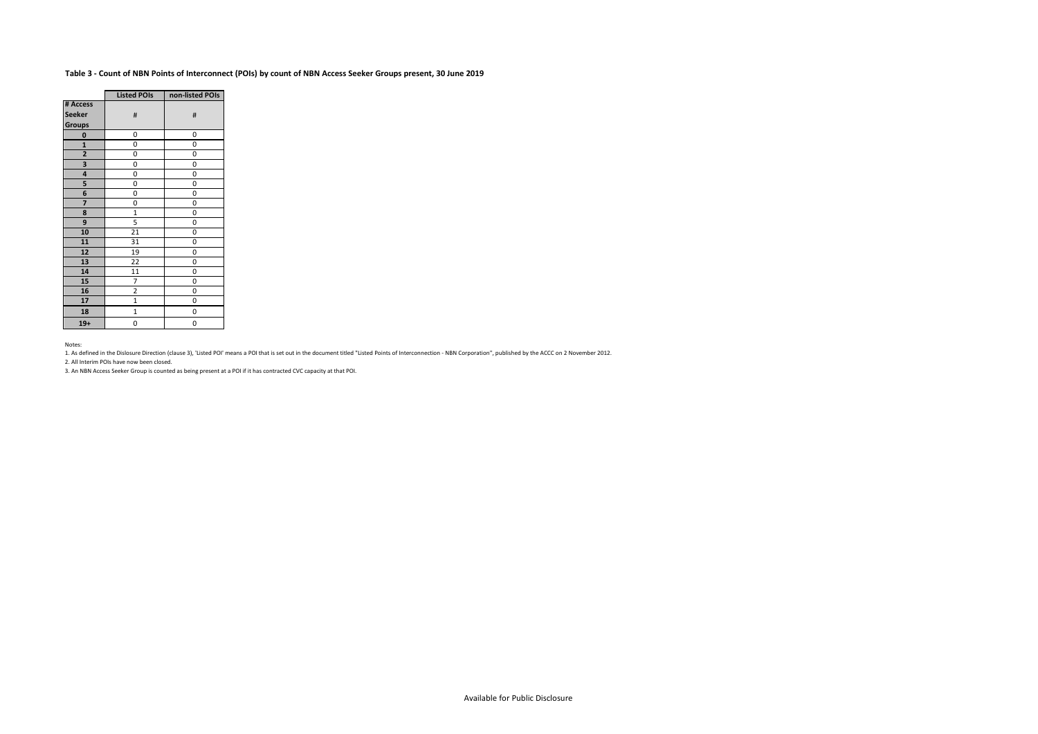**Table 3 - Count of NBN Points of Interconnect (POIs) by count of NBN Access Seeker Groups present, 30 June 2019**

| | Listed POIs | non-listed POIs |
|---|---|---|
| **# Access Seeker Groups** | # | # |
| **0** | 0 | 0 |
| **1** | 0 | 0 |
| **2** | 0 | 0 |
| **3** | 0 | 0 |
| **4** | 0 | 0 |
| **5** | 0 | 0 |
| **6** | 0 | 0 |
| **7** | 0 | 0 |
| **8** | 1 | 0 |
| **9** | 5 | 0 |
| **10** | 21 | 0 |
| **11** | 31 | 0 |
| **12** | 19 | 0 |
| **13** | 22 | 0 |
| **14** | 11 | 0 |
| **15** | 7 | 0 |
| **16** | 2 | 0 |
| **17** | 1 | 0 |
| **18** | 1 | 0 |
| **19+** | 0 | 0 |

Notes:

1. As defined in the Dislosure Direction (clause 3), 'Listed POI' means a POI that is set out in the document titled "Listed Points of Interconnection - NBN Corporation", published by the ACCC on 2 November 2012.

2. All Interim POIs have now been closed.

3. An NBN Access Seeker Group is counted as being present at a POI if it has contracted CVC capacity at that POI.

Available for Public Disclosure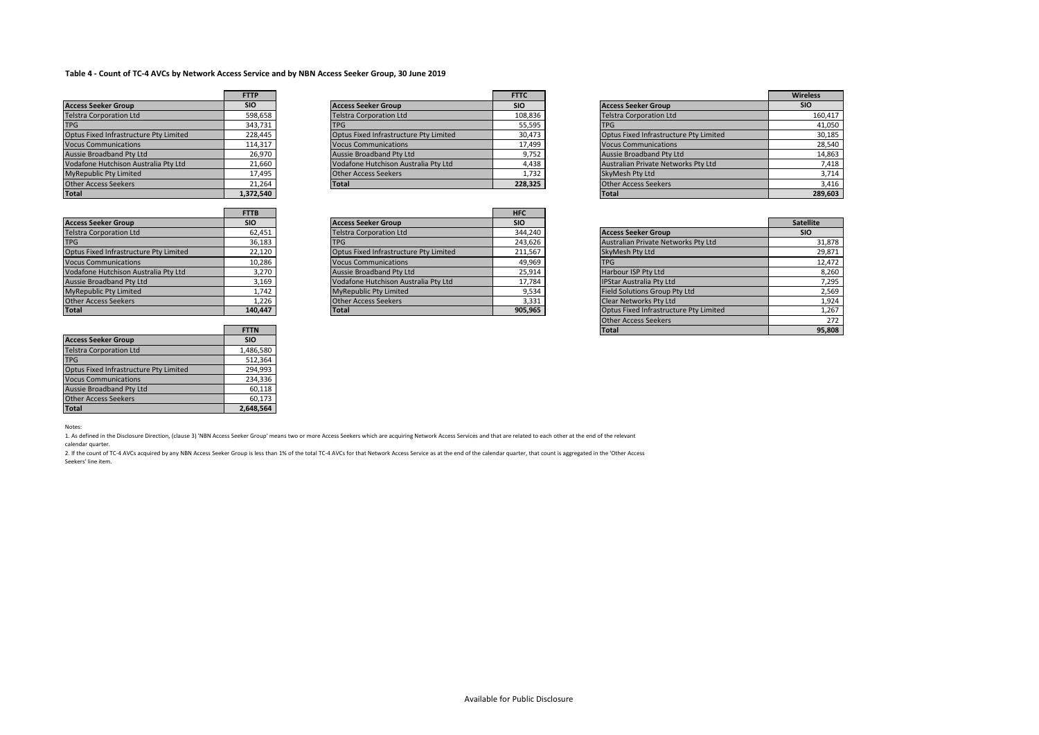### Table 4 - Count of TC-4 AVCs by Network Access Service and by NBN Access Seeker Group, 30 June 2019

| | FTTP |
|---|---|
| **Access Seeker Group** | **SIO** |
| Telstra Corporation Ltd | 598,658 |
| TPG | 343,731 |
| Optus Fixed Infrastructure Pty Limited | 228,445 |
| Vocus Communications | 114,317 |
| Aussie Broadband Pty Ltd | 26,970 |
| Vodafone Hutchison Australia Pty Ltd | 21,660 |
| MyRepublic Pty Limited | 17,495 |
| Other Access Seekers | 21,264 |
| **Total** | **1,372,540** |

| | FTTC |
|---|---|
| **Access Seeker Group** | **SIO** |
| Telstra Corporation Ltd | 108,836 |
| TPG | 55,595 |
| Optus Fixed Infrastructure Pty Limited | 30,473 |
| Vocus Communications | 17,499 |
| Aussie Broadband Pty Ltd | 9,752 |
| Vodafone Hutchison Australia Pty Ltd | 4,438 |
| Other Access Seekers | 1,732 |
| **Total** | **228,325** |

| | Wireless |
|---|---|
| **Access Seeker Group** | **SIO** |
| Telstra Corporation Ltd | 160,417 |
| TPG | 41,050 |
| Optus Fixed Infrastructure Pty Limited | 30,185 |
| Vocus Communications | 28,540 |
| Aussie Broadband Pty Ltd | 14,863 |
| Australian Private Networks Pty Ltd | 7,418 |
| SkyMesh Pty Ltd | 3,714 |
| Other Access Seekers | 3,416 |
| **Total** | **289,603** |

| | FTTB |
|---|---|
| **Access Seeker Group** | **SIO** |
| Telstra Corporation Ltd | 62,451 |
| TPG | 36,183 |
| Optus Fixed Infrastructure Pty Limited | 22,120 |
| Vocus Communications | 10,286 |
| Vodafone Hutchison Australia Pty Ltd | 3,270 |
| Aussie Broadband Pty Ltd | 3,169 |
| MyRepublic Pty Limited | 1,742 |
| Other Access Seekers | 1,226 |
| **Total** | **140,447** |

| | HFC |
|---|---|
| **Access Seeker Group** | **SIO** |
| Telstra Corporation Ltd | 344,240 |
| TPG | 243,626 |
| Optus Fixed Infrastructure Pty Limited | 211,567 |
| Vocus Communications | 49,969 |
| Aussie Broadband Pty Ltd | 25,914 |
| Vodafone Hutchison Australia Pty Ltd | 17,784 |
| MyRepublic Pty Limited | 9,534 |
| Other Access Seekers | 3,331 |
| **Total** | **905,965** |

| | Satellite |
|---|---|
| **Access Seeker Group** | **SIO** |
| Australian Private Networks Pty Ltd | 31,878 |
| SkyMesh Pty Ltd | 29,871 |
| TPG | 12,472 |
| Harbour ISP Pty Ltd | 8,260 |
| IPStar Australia Pty Ltd | 7,295 |
| Field Solutions Group Pty Ltd | 2,569 |
| Clear Networks Pty Ltd | 1,924 |
| Optus Fixed Infrastructure Pty Limited | 1,267 |
| Other Access Seekers | 272 |
| **Total** | **95,808** |

| | FTTN |
|---|---|
| **Access Seeker Group** | **SIO** |
| Telstra Corporation Ltd | 1,486,580 |
| TPG | 512,364 |
| Optus Fixed Infrastructure Pty Limited | 294,993 |
| Vocus Communications | 234,336 |
| Aussie Broadband Pty Ltd | 60,118 |
| Other Access Seekers | 60,173 |
| **Total** | **2,648,564** |

Notes:

1. As defined in the Disclosure Direction, (clause 3) 'NBN Access Seeker Group' means two or more Access Seekers which are acquiring Network Access Services and that are related to each other at the end of the relevant calendar quarter.

2. If the count of TC-4 AVCs acquired by any NBN Access Seeker Group is less than 1% of the total TC-4 AVCs for that Network Access Service as at the end of the calendar quarter, that count is aggregated in the 'Other Access Seekers' line item.

Available for Public Disclosure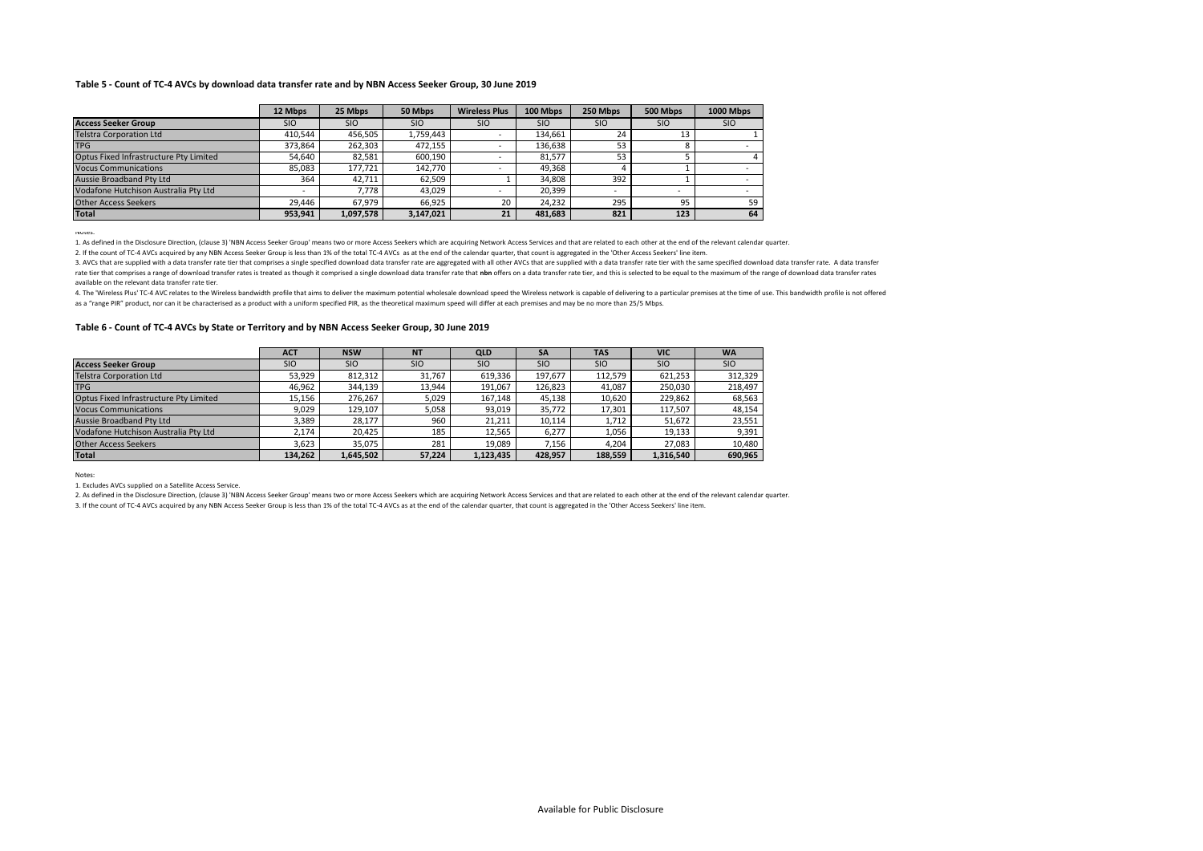**Table 5 - Count of TC-4 AVCs by download data transfer rate and by NBN Access Seeker Group, 30 June 2019**

| | 12 Mbps | 25 Mbps | 50 Mbps | Wireless Plus | 100 Mbps | 250 Mbps | 500 Mbps | 1000 Mbps |
|---|---|---|---|---|---|---|---|---|
| **Access Seeker Group** | SIO | SIO | SIO | SIO | SIO | SIO | SIO | SIO |
| Telstra Corporation Ltd | 410,544 | 456,505 | 1,759,443 | - | 134,661 | 24 | 13 | 1 |
| TPG | 373,864 | 262,303 | 472,155 | - | 136,638 | 53 | 8 | - |
| Optus Fixed Infrastructure Pty Limited | 54,640 | 82,581 | 600,190 | - | 81,577 | 53 | 5 | 4 |
| Vocus Communications | 85,083 | 177,721 | 142,770 | - | 49,368 | 4 | 1 | - |
| Aussie Broadband Pty Ltd | 364 | 42,711 | 62,509 | 1 | 34,808 | 392 | 1 | - |
| Vodafone Hutchison Australia Pty Ltd | - | 7,778 | 43,029 | - | 20,399 | - | - | - |
| Other Access Seekers | 29,446 | 67,979 | 66,925 | 20 | 24,232 | 295 | 95 | 59 |
| **Total** | **953,941** | **1,097,578** | **3,147,021** | **21** | **481,683** | **821** | **123** | **64** |

Notes:

1. As defined in the Disclosure Direction, (clause 3) 'NBN Access Seeker Group' means two or more Access Seekers which are acquiring Network Access Services and that are related to each other at the end of the relevant calendar quarter.

2. If the count of TC-4 AVCs acquired by any NBN Access Seeker Group is less than 1% of the total TC-4 AVCs as at the end of the calendar quarter, that count is aggregated in the 'Other Access Seekers' line item.

3. AVCs that are supplied with a data transfer rate tier that comprises a single specified download data transfer rate are aggregated with all other AVCs that are supplied with a data transfer rate tier with the same specified download data transfer rate. A data transfer rate tier that comprises a range of download transfer rates is treated as though it comprised a single download data transfer rate that **nbn** offers on a data transfer rate tier, and this is selected to be equal to the maximum of the range of download data transfer rates available on the relevant data transfer rate tier.

4. The 'Wireless Plus' TC-4 AVC relates to the Wireless bandwidth profile that aims to deliver the maximum potential wholesale download speed the Wireless network is capable of delivering to a particular premises at the time of use. This bandwidth profile is not offered as a "range PIR" product, nor can it be characterised as a product with a uniform specified PIR, as the theoretical maximum speed will differ at each premises and may be no more than 25/5 Mbps.

**Table 6 - Count of TC-4 AVCs by State or Territory and by NBN Access Seeker Group, 30 June 2019**

| | ACT | NSW | NT | QLD | SA | TAS | VIC | WA |
|---|---|---|---|---|---|---|---|---|
| **Access Seeker Group** | SIO | SIO | SIO | SIO | SIO | SIO | SIO | SIO |
| Telstra Corporation Ltd | 53,929 | 812,312 | 31,767 | 619,336 | 197,677 | 112,579 | 621,253 | 312,329 |
| TPG | 46,962 | 344,139 | 13,944 | 191,067 | 126,823 | 41,087 | 250,030 | 218,497 |
| Optus Fixed Infrastructure Pty Limited | 15,156 | 276,267 | 5,029 | 167,148 | 45,138 | 10,620 | 229,862 | 68,563 |
| Vocus Communications | 9,029 | 129,107 | 5,058 | 93,019 | 35,772 | 17,301 | 117,507 | 48,154 |
| Aussie Broadband Pty Ltd | 3,389 | 28,177 | 960 | 21,211 | 10,114 | 1,712 | 51,672 | 23,551 |
| Vodafone Hutchison Australia Pty Ltd | 2,174 | 20,425 | 185 | 12,565 | 6,277 | 1,056 | 19,133 | 9,391 |
| Other Access Seekers | 3,623 | 35,075 | 281 | 19,089 | 7,156 | 4,204 | 27,083 | 10,480 |
| **Total** | **134,262** | **1,645,502** | **57,224** | **1,123,435** | **428,957** | **188,559** | **1,316,540** | **690,965** |

Notes:

1. Excludes AVCs supplied on a Satellite Access Service.

2. As defined in the Disclosure Direction, (clause 3) 'NBN Access Seeker Group' means two or more Access Seekers which are acquiring Network Access Services and that are related to each other at the end of the relevant calendar quarter.

3. If the count of TC-4 AVCs acquired by any NBN Access Seeker Group is less than 1% of the total TC-4 AVCs as at the end of the calendar quarter, that count is aggregated in the 'Other Access Seekers' line item.

Available for Public Disclosure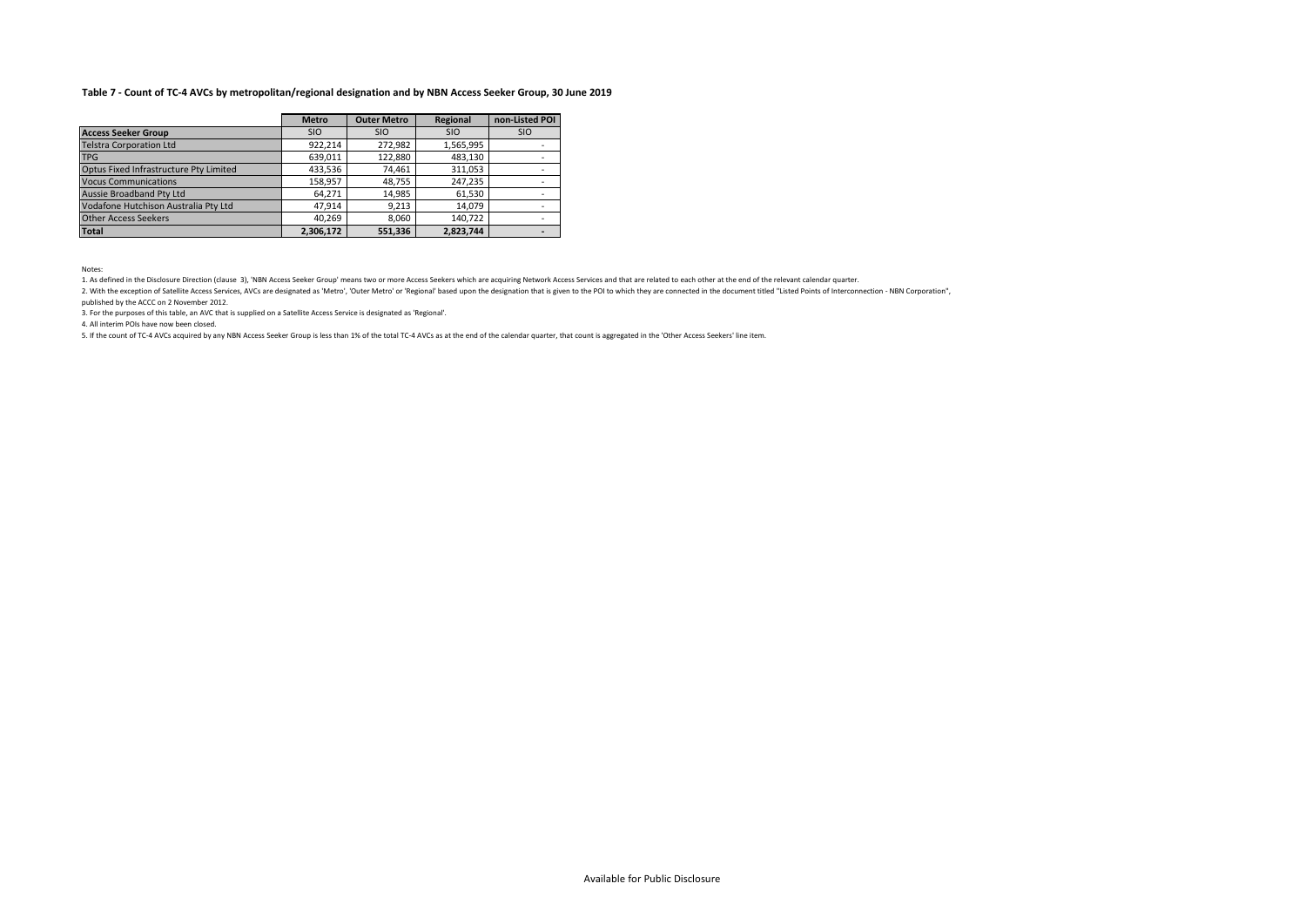**Table 7 - Count of TC-4 AVCs by metropolitan/regional designation and by NBN Access Seeker Group, 30 June 2019**

| | Metro | Outer Metro | Regional | non-Listed POI |
|---|---|---|---|---|
| **Access Seeker Group** | SIO | SIO | SIO | SIO |
| Telstra Corporation Ltd | 922,214 | 272,982 | 1,565,995 | - |
| TPG | 639,011 | 122,880 | 483,130 | - |
| Optus Fixed Infrastructure Pty Limited | 433,536 | 74,461 | 311,053 | - |
| Vocus Communications | 158,957 | 48,755 | 247,235 | - |
| Aussie Broadband Pty Ltd | 64,271 | 14,985 | 61,530 | - |
| Vodafone Hutchison Australia Pty Ltd | 47,914 | 9,213 | 14,079 | - |
| Other Access Seekers | 40,269 | 8,060 | 140,722 | - |
| **Total** | **2,306,172** | **551,336** | **2,823,744** | **-** |

Notes:

1. As defined in the Disclosure Direction (clause 3), 'NBN Access Seeker Group' means two or more Access Seekers which are acquiring Network Access Services and that are related to each other at the end of the relevant calendar quarter.
2. With the exception of Satellite Access Services, AVCs are designated as 'Metro', 'Outer Metro' or 'Regional' based upon the designation that is given to the POI to which they are connected in the document titled "Listed Points of Interconnection - NBN Corporation", published by the ACCC on 2 November 2012.
3. For the purposes of this table, an AVC that is supplied on a Satellite Access Service is designated as 'Regional'.
4. All interim POIs have now been closed.
5. If the count of TC-4 AVCs acquired by any NBN Access Seeker Group is less than 1% of the total TC-4 AVCs as at the end of the calendar quarter, that count is aggregated in the 'Other Access Seekers' line item.

Available for Public Disclosure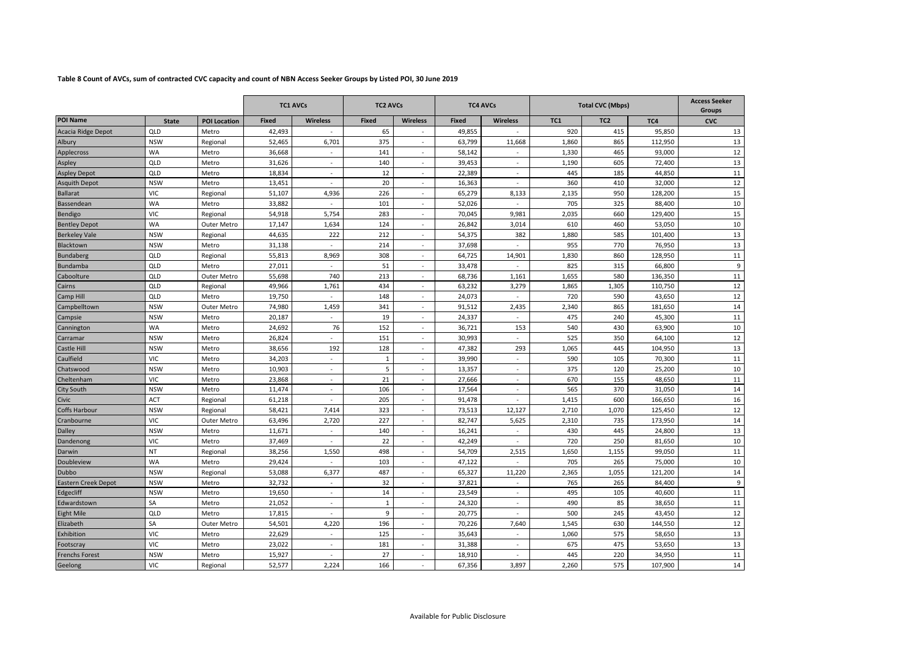**Table 8 Count of AVCs, sum of contracted CVC capacity and count of NBN Access Seeker Groups by Listed POI, 30 June 2019**

| | | | TC1 AVCs | | TC2 AVCs | | TC4 AVCs | | Total CVC (Mbps) | | | Access Seeker Groups |
|---|---|---|---|---|---|---|---|---|---|---|---|---|
| POI Name | State | POI Location | Fixed | Wireless | Fixed | Wireless | Fixed | Wireless | TC1 | TC2 | TC4 | CVC |
| Acacia Ridge Depot | QLD | Metro | 42,493 | - | 65 | - | 49,855 | - | 920 | 415 | 95,850 | 13 |
| Albury | NSW | Regional | 52,465 | 6,701 | 375 | - | 63,799 | 11,668 | 1,860 | 865 | 112,950 | 13 |
| Applecross | WA | Metro | 36,668 | - | 141 | - | 58,142 | - | 1,330 | 465 | 93,000 | 12 |
| Aspley | QLD | Metro | 31,626 | - | 140 | - | 39,453 | - | 1,190 | 605 | 72,400 | 13 |
| Aspley Depot | QLD | Metro | 18,834 | - | 12 | - | 22,389 | - | 445 | 185 | 44,850 | 11 |
| Asquith Depot | NSW | Metro | 13,451 | - | 20 | - | 16,363 | - | 360 | 410 | 32,000 | 12 |
| Ballarat | VIC | Regional | 51,107 | 4,936 | 226 | - | 65,279 | 8,133 | 2,135 | 950 | 128,200 | 15 |
| Bassendean | WA | Metro | 33,882 | - | 101 | - | 52,026 | - | 705 | 325 | 88,400 | 10 |
| Bendigo | VIC | Regional | 54,918 | 5,754 | 283 | - | 70,045 | 9,981 | 2,035 | 660 | 129,400 | 15 |
| Bentley Depot | WA | Outer Metro | 17,147 | 1,634 | 124 | - | 26,842 | 3,014 | 610 | 460 | 53,050 | 10 |
| Berkeley Vale | NSW | Regional | 44,635 | 222 | 212 | - | 54,375 | 382 | 1,880 | 585 | 101,400 | 13 |
| Blacktown | NSW | Metro | 31,138 | - | 214 | - | 37,698 | - | 955 | 770 | 76,950 | 13 |
| Bundaberg | QLD | Regional | 55,813 | 8,969 | 308 | - | 64,725 | 14,901 | 1,830 | 860 | 128,950 | 11 |
| Bundamba | QLD | Metro | 27,011 | - | 51 | - | 33,478 | - | 825 | 315 | 66,800 | 9 |
| Caboolture | QLD | Outer Metro | 55,698 | 740 | 213 | - | 68,736 | 1,161 | 1,655 | 580 | 136,350 | 11 |
| Cairns | QLD | Regional | 49,966 | 1,761 | 434 | - | 63,232 | 3,279 | 1,865 | 1,305 | 110,750 | 12 |
| Camp Hill | QLD | Metro | 19,750 | - | 148 | - | 24,073 | - | 720 | 590 | 43,650 | 12 |
| Campbelltown | NSW | Outer Metro | 74,980 | 1,459 | 341 | - | 91,512 | 2,435 | 2,340 | 865 | 181,650 | 14 |
| Campsie | NSW | Metro | 20,187 | - | 19 | - | 24,337 | - | 475 | 240 | 45,300 | 11 |
| Cannington | WA | Metro | 24,692 | 76 | 152 | - | 36,721 | 153 | 540 | 430 | 63,900 | 10 |
| Carramar | NSW | Metro | 26,824 | - | 151 | - | 30,993 | - | 525 | 350 | 64,100 | 12 |
| Castle Hill | NSW | Metro | 38,656 | 192 | 128 | - | 47,382 | 293 | 1,065 | 445 | 104,950 | 13 |
| Caulfield | VIC | Metro | 34,203 | - | 1 | - | 39,990 | - | 590 | 105 | 70,300 | 11 |
| Chatswood | NSW | Metro | 10,903 | - | 5 | - | 13,357 | - | 375 | 120 | 25,200 | 10 |
| Cheltenham | VIC | Metro | 23,868 | - | 21 | - | 27,666 | - | 670 | 155 | 48,650 | 11 |
| City South | NSW | Metro | 11,474 | - | 106 | - | 17,564 | - | 565 | 370 | 31,050 | 14 |
| Civic | ACT | Regional | 61,218 | - | 205 | - | 91,478 | - | 1,415 | 600 | 166,650 | 16 |
| Coffs Harbour | NSW | Regional | 58,421 | 7,414 | 323 | - | 73,513 | 12,127 | 2,710 | 1,070 | 125,450 | 12 |
| Cranbourne | VIC | Outer Metro | 63,496 | 2,720 | 227 | - | 82,747 | 5,625 | 2,310 | 735 | 173,950 | 14 |
| Dalley | NSW | Metro | 11,671 | - | 140 | - | 16,241 | - | 430 | 445 | 24,800 | 13 |
| Dandenong | VIC | Metro | 37,469 | - | 22 | - | 42,249 | - | 720 | 250 | 81,650 | 10 |
| Darwin | NT | Regional | 38,256 | 1,550 | 498 | - | 54,709 | 2,515 | 1,650 | 1,155 | 99,050 | 11 |
| Doubleview | WA | Metro | 29,424 | - | 103 | - | 47,122 | - | 705 | 265 | 75,000 | 10 |
| Dubbo | NSW | Regional | 53,088 | 6,377 | 487 | - | 65,327 | 11,220 | 2,365 | 1,055 | 121,200 | 14 |
| Eastern Creek Depot | NSW | Metro | 32,732 | - | 32 | - | 37,821 | - | 765 | 265 | 84,400 | 9 |
| Edgecliff | NSW | Metro | 19,650 | - | 14 | - | 23,549 | - | 495 | 105 | 40,600 | 11 |
| Edwardstown | SA | Metro | 21,052 | - | 1 | - | 24,320 | - | 490 | 85 | 38,650 | 11 |
| Eight Mile | QLD | Metro | 17,815 | - | 9 | - | 20,775 | - | 500 | 245 | 43,450 | 12 |
| Elizabeth | SA | Outer Metro | 54,501 | 4,220 | 196 | - | 70,226 | 7,640 | 1,545 | 630 | 144,550 | 12 |
| Exhibition | VIC | Metro | 22,629 | - | 125 | - | 35,643 | - | 1,060 | 575 | 58,650 | 13 |
| Footscray | VIC | Metro | 23,022 | - | 181 | - | 31,388 | - | 675 | 475 | 53,650 | 13 |
| Frenchs Forest | NSW | Metro | 15,927 | - | 27 | - | 18,910 | - | 445 | 220 | 34,950 | 11 |
| Geelong | VIC | Regional | 52,577 | 2,224 | 166 | - | 67,356 | 3,897 | 2,260 | 575 | 107,900 | 14 |

Available for Public Disclosure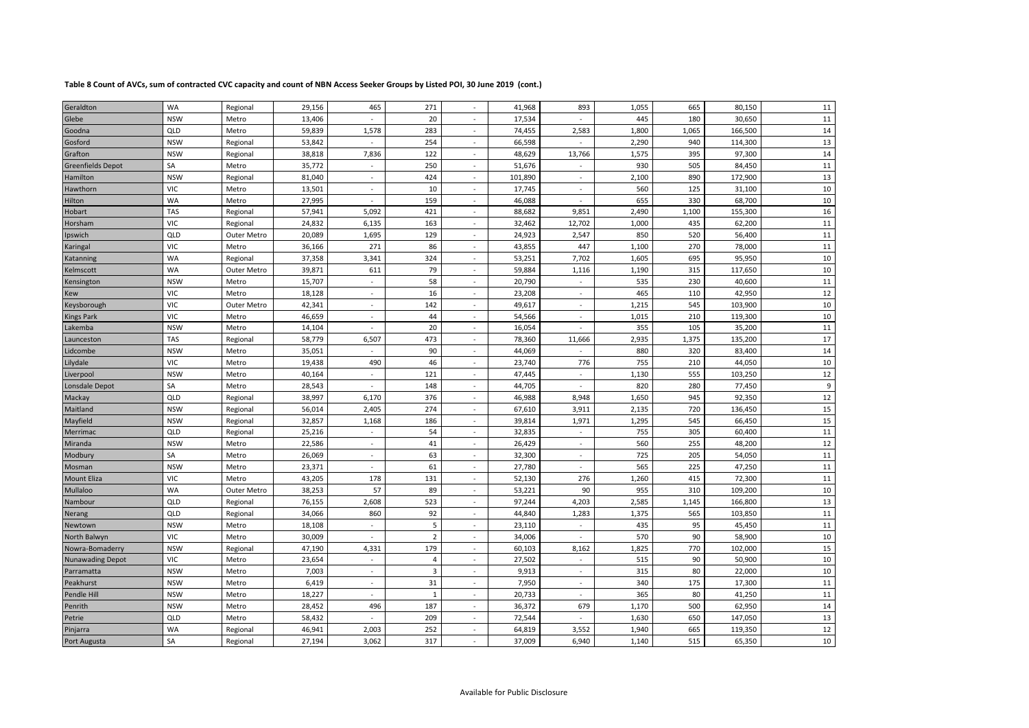**Table 8 Count of AVCs, sum of contracted CVC capacity and count of NBN Access Seeker Groups by Listed POI, 30 June 2019 (cont.)**

| | | | | | | | | | | | | |
|---|---|---|---|---|---|---|---|---|---|---|---|---|
| Geraldton | WA | Regional | 29,156 | 465 | 271 | - | 41,968 | 893 | 1,055 | 665 | 80,150 | 11 |
| Glebe | NSW | Metro | 13,406 | - | 20 | - | 17,534 | - | 445 | 180 | 30,650 | 11 |
| Goodna | QLD | Metro | 59,839 | 1,578 | 283 | - | 74,455 | 2,583 | 1,800 | 1,065 | 166,500 | 14 |
| Gosford | NSW | Regional | 53,842 | - | 254 | - | 66,598 | - | 2,290 | 940 | 114,300 | 13 |
| Grafton | NSW | Regional | 38,818 | 7,836 | 122 | - | 48,629 | 13,766 | 1,575 | 395 | 97,300 | 14 |
| Greenfields Depot | SA | Metro | 35,772 | - | 250 | - | 51,676 | - | 930 | 505 | 84,450 | 11 |
| Hamilton | NSW | Regional | 81,040 | - | 424 | - | 101,890 | - | 2,100 | 890 | 172,900 | 13 |
| Hawthorn | VIC | Metro | 13,501 | - | 10 | - | 17,745 | - | 560 | 125 | 31,100 | 10 |
| Hilton | WA | Metro | 27,995 | - | 159 | - | 46,088 | - | 655 | 330 | 68,700 | 10 |
| Hobart | TAS | Regional | 57,941 | 5,092 | 421 | - | 88,682 | 9,851 | 2,490 | 1,100 | 155,300 | 16 |
| Horsham | VIC | Regional | 24,832 | 6,135 | 163 | - | 32,462 | 12,702 | 1,000 | 435 | 62,200 | 11 |
| Ipswich | QLD | Outer Metro | 20,089 | 1,695 | 129 | - | 24,923 | 2,547 | 850 | 520 | 56,400 | 11 |
| Karingal | VIC | Metro | 36,166 | 271 | 86 | - | 43,855 | 447 | 1,100 | 270 | 78,000 | 11 |
| Katanning | WA | Regional | 37,358 | 3,341 | 324 | - | 53,251 | 7,702 | 1,605 | 695 | 95,950 | 10 |
| Kelmscott | WA | Outer Metro | 39,871 | 611 | 79 | - | 59,884 | 1,116 | 1,190 | 315 | 117,650 | 10 |
| Kensington | NSW | Metro | 15,707 | - | 58 | - | 20,790 | - | 535 | 230 | 40,600 | 11 |
| Kew | VIC | Metro | 18,128 | - | 16 | - | 23,208 | - | 465 | 110 | 42,950 | 12 |
| Keysborough | VIC | Outer Metro | 42,341 | - | 142 | - | 49,617 | - | 1,215 | 545 | 103,900 | 10 |
| Kings Park | VIC | Metro | 46,659 | - | 44 | - | 54,566 | - | 1,015 | 210 | 119,300 | 10 |
| Lakemba | NSW | Metro | 14,104 | - | 20 | - | 16,054 | - | 355 | 105 | 35,200 | 11 |
| Launceston | TAS | Regional | 58,779 | 6,507 | 473 | - | 78,360 | 11,666 | 2,935 | 1,375 | 135,200 | 17 |
| Lidcombe | NSW | Metro | 35,051 | - | 90 | - | 44,069 | - | 880 | 320 | 83,400 | 14 |
| Lilydale | VIC | Metro | 19,438 | 490 | 46 | - | 23,740 | 776 | 755 | 210 | 44,050 | 10 |
| Liverpool | NSW | Metro | 40,164 | - | 121 | - | 47,445 | - | 1,130 | 555 | 103,250 | 12 |
| Lonsdale Depot | SA | Metro | 28,543 | - | 148 | - | 44,705 | - | 820 | 280 | 77,450 | 9 |
| Mackay | QLD | Regional | 38,997 | 6,170 | 376 | - | 46,988 | 8,948 | 1,650 | 945 | 92,350 | 12 |
| Maitland | NSW | Regional | 56,014 | 2,405 | 274 | - | 67,610 | 3,911 | 2,135 | 720 | 136,450 | 15 |
| Mayfield | NSW | Regional | 32,857 | 1,168 | 186 | - | 39,814 | 1,971 | 1,295 | 545 | 66,450 | 15 |
| Merrimac | QLD | Regional | 25,216 | - | 54 | - | 32,835 | - | 755 | 305 | 60,400 | 11 |
| Miranda | NSW | Metro | 22,586 | - | 41 | - | 26,429 | - | 560 | 255 | 48,200 | 12 |
| Modbury | SA | Metro | 26,069 | - | 63 | - | 32,300 | - | 725 | 205 | 54,050 | 11 |
| Mosman | NSW | Metro | 23,371 | - | 61 | - | 27,780 | - | 565 | 225 | 47,250 | 11 |
| Mount Eliza | VIC | Metro | 43,205 | 178 | 131 | - | 52,130 | 276 | 1,260 | 415 | 72,300 | 11 |
| Mullaloo | WA | Outer Metro | 38,253 | 57 | 89 | - | 53,221 | 90 | 955 | 310 | 109,200 | 10 |
| Nambour | QLD | Regional | 76,155 | 2,608 | 523 | - | 97,244 | 4,203 | 2,585 | 1,145 | 166,800 | 13 |
| Nerang | QLD | Regional | 34,066 | 860 | 92 | - | 44,840 | 1,283 | 1,375 | 565 | 103,850 | 11 |
| Newtown | NSW | Metro | 18,108 | - | 5 | - | 23,110 | - | 435 | 95 | 45,450 | 11 |
| North Balwyn | VIC | Metro | 30,009 | - | 2 | - | 34,006 | - | 570 | 90 | 58,900 | 10 |
| Nowra-Bomaderry | NSW | Regional | 47,190 | 4,331 | 179 | - | 60,103 | 8,162 | 1,825 | 770 | 102,000 | 15 |
| Nunawading Depot | VIC | Metro | 23,654 | - | 4 | - | 27,502 | - | 515 | 90 | 50,900 | 10 |
| Parramatta | NSW | Metro | 7,003 | - | 3 | - | 9,913 | - | 315 | 80 | 22,000 | 10 |
| Peakhurst | NSW | Metro | 6,419 | - | 31 | - | 7,950 | - | 340 | 175 | 17,300 | 11 |
| Pendle Hill | NSW | Metro | 18,227 | - | 1 | - | 20,733 | - | 365 | 80 | 41,250 | 11 |
| Penrith | NSW | Metro | 28,452 | 496 | 187 | - | 36,372 | 679 | 1,170 | 500 | 62,950 | 14 |
| Petrie | QLD | Metro | 58,432 | - | 209 | - | 72,544 | - | 1,630 | 650 | 147,050 | 13 |
| Pinjarra | WA | Regional | 46,941 | 2,003 | 252 | - | 64,819 | 3,552 | 1,940 | 665 | 119,350 | 12 |
| Port Augusta | SA | Regional | 27,194 | 3,062 | 317 | - | 37,009 | 6,940 | 1,140 | 515 | 65,350 | 10 |

Available for Public Disclosure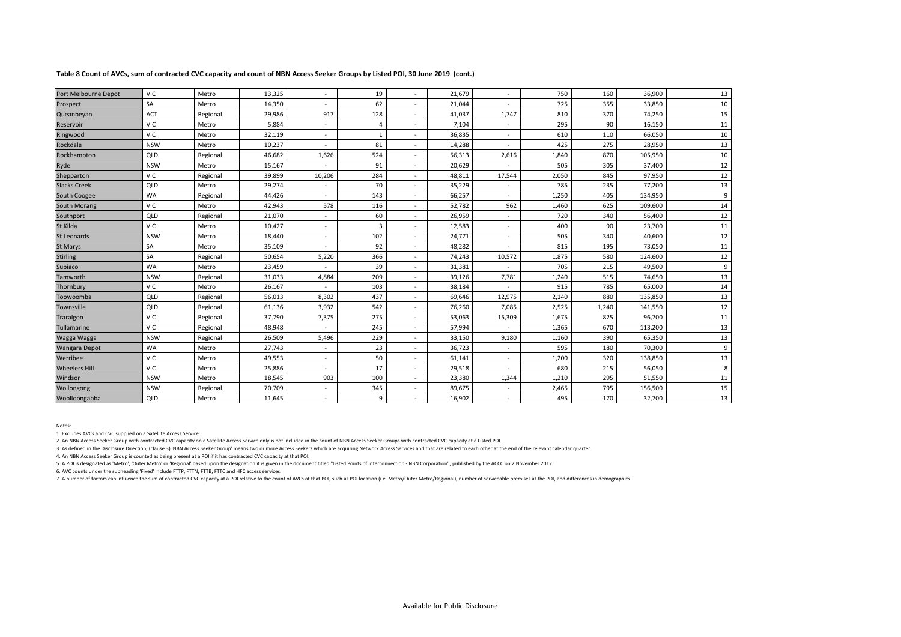**Table 8 Count of AVCs, sum of contracted CVC capacity and count of NBN Access Seeker Groups by Listed POI, 30 June 2019 (cont.)**

| | | | | | | | | | | | | |
|---|---|---|---|---|---|---|---|---|---|---|---|---|
| Port Melbourne Depot | VIC | Metro | 13,325 | - | 19 | - | 21,679 | - | 750 | 160 | 36,900 | 13 |
| Prospect | SA | Metro | 14,350 | - | 62 | - | 21,044 | - | 725 | 355 | 33,850 | 10 |
| Queanbeyan | ACT | Regional | 29,986 | 917 | 128 | - | 41,037 | 1,747 | 810 | 370 | 74,250 | 15 |
| Reservoir | VIC | Metro | 5,884 | - | 4 | - | 7,104 | - | 295 | 90 | 16,150 | 11 |
| Ringwood | VIC | Metro | 32,119 | - | 1 | - | 36,835 | - | 610 | 110 | 66,050 | 10 |
| Rockdale | NSW | Metro | 10,237 | - | 81 | - | 14,288 | - | 425 | 275 | 28,950 | 13 |
| Rockhampton | QLD | Regional | 46,682 | 1,626 | 524 | - | 56,313 | 2,616 | 1,840 | 870 | 105,950 | 10 |
| Ryde | NSW | Metro | 15,167 | - | 91 | - | 20,629 | - | 505 | 305 | 37,400 | 12 |
| Shepparton | VIC | Regional | 39,899 | 10,206 | 284 | - | 48,811 | 17,544 | 2,050 | 845 | 97,950 | 12 |
| Slacks Creek | QLD | Metro | 29,274 | - | 70 | - | 35,229 | - | 785 | 235 | 77,200 | 13 |
| South Coogee | WA | Regional | 44,426 | - | 143 | - | 66,257 | - | 1,250 | 405 | 134,950 | 9 |
| South Morang | VIC | Metro | 42,943 | 578 | 116 | - | 52,782 | 962 | 1,460 | 625 | 109,600 | 14 |
| Southport | QLD | Regional | 21,070 | - | 60 | - | 26,959 | - | 720 | 340 | 56,400 | 12 |
| St Kilda | VIC | Metro | 10,427 | - | 3 | - | 12,583 | - | 400 | 90 | 23,700 | 11 |
| St Leonards | NSW | Metro | 18,440 | - | 102 | - | 24,771 | - | 505 | 340 | 40,600 | 12 |
| St Marys | SA | Metro | 35,109 | - | 92 | - | 48,282 | - | 815 | 195 | 73,050 | 11 |
| Stirling | SA | Regional | 50,654 | 5,220 | 366 | - | 74,243 | 10,572 | 1,875 | 580 | 124,600 | 12 |
| Subiaco | WA | Metro | 23,459 | - | 39 | - | 31,381 | - | 705 | 215 | 49,500 | 9 |
| Tamworth | NSW | Regional | 31,033 | 4,884 | 209 | - | 39,126 | 7,781 | 1,240 | 515 | 74,650 | 13 |
| Thornbury | VIC | Metro | 26,167 | - | 103 | - | 38,184 | - | 915 | 785 | 65,000 | 14 |
| Toowoomba | QLD | Regional | 56,013 | 8,302 | 437 | - | 69,646 | 12,975 | 2,140 | 880 | 135,850 | 13 |
| Townsville | QLD | Regional | 61,136 | 3,932 | 542 | - | 76,260 | 7,085 | 2,525 | 1,240 | 141,550 | 12 |
| Traralgon | VIC | Regional | 37,790 | 7,375 | 275 | - | 53,063 | 15,309 | 1,675 | 825 | 96,700 | 11 |
| Tullamarine | VIC | Regional | 48,948 | - | 245 | - | 57,994 | - | 1,365 | 670 | 113,200 | 13 |
| Wagga Wagga | NSW | Regional | 26,509 | 5,496 | 229 | - | 33,150 | 9,180 | 1,160 | 390 | 65,350 | 13 |
| Wangara Depot | WA | Metro | 27,743 | - | 23 | - | 36,723 | - | 595 | 180 | 70,300 | 9 |
| Werribee | VIC | Metro | 49,553 | - | 50 | - | 61,141 | - | 1,200 | 320 | 138,850 | 13 |
| Wheelers Hill | VIC | Metro | 25,886 | - | 17 | - | 29,518 | - | 680 | 215 | 56,050 | 8 |
| Windsor | NSW | Metro | 18,545 | 903 | 100 | - | 23,380 | 1,344 | 1,210 | 295 | 51,550 | 11 |
| Wollongong | NSW | Regional | 70,709 | - | 345 | - | 89,675 | - | 2,465 | 795 | 156,500 | 15 |
| Woolloongabba | QLD | Metro | 11,645 | - | 9 | - | 16,902 | - | 495 | 170 | 32,700 | 13 |

Notes:

1. Excludes AVCs and CVC supplied on a Satellite Access Service.
2. An NBN Access Seeker Group with contracted CVC capacity on a Satellite Access Service only is not included in the count of NBN Access Seeker Groups with contracted CVC capacity at a Listed POI.
3. As defined in the Disclosure Direction, (clause 3) 'NBN Access Seeker Group' means two or more Access Seekers which are acquiring Network Access Services and that are related to each other at the end of the relevant calendar quarter.
4. An NBN Access Seeker Group is counted as being present at a POI if it has contracted CVC capacity at that POI.
5. A POI is designated as 'Metro', 'Outer Metro' or 'Regional' based upon the designation it is given in the document titled "Listed Points of Interconnection - NBN Corporation", published by the ACCC on 2 November 2012.
6. AVC counts under the subheading 'Fixed' include FTTP, FTTN, FTTB, FTTC and HFC access services.
7. A number of factors can influence the sum of contracted CVC capacity at a POI relative to the count of AVCs at that POI, such as POI location (i.e. Metro/Outer Metro/Regional), number of serviceable premises at the POI, and differences in demographics.

Available for Public Disclosure